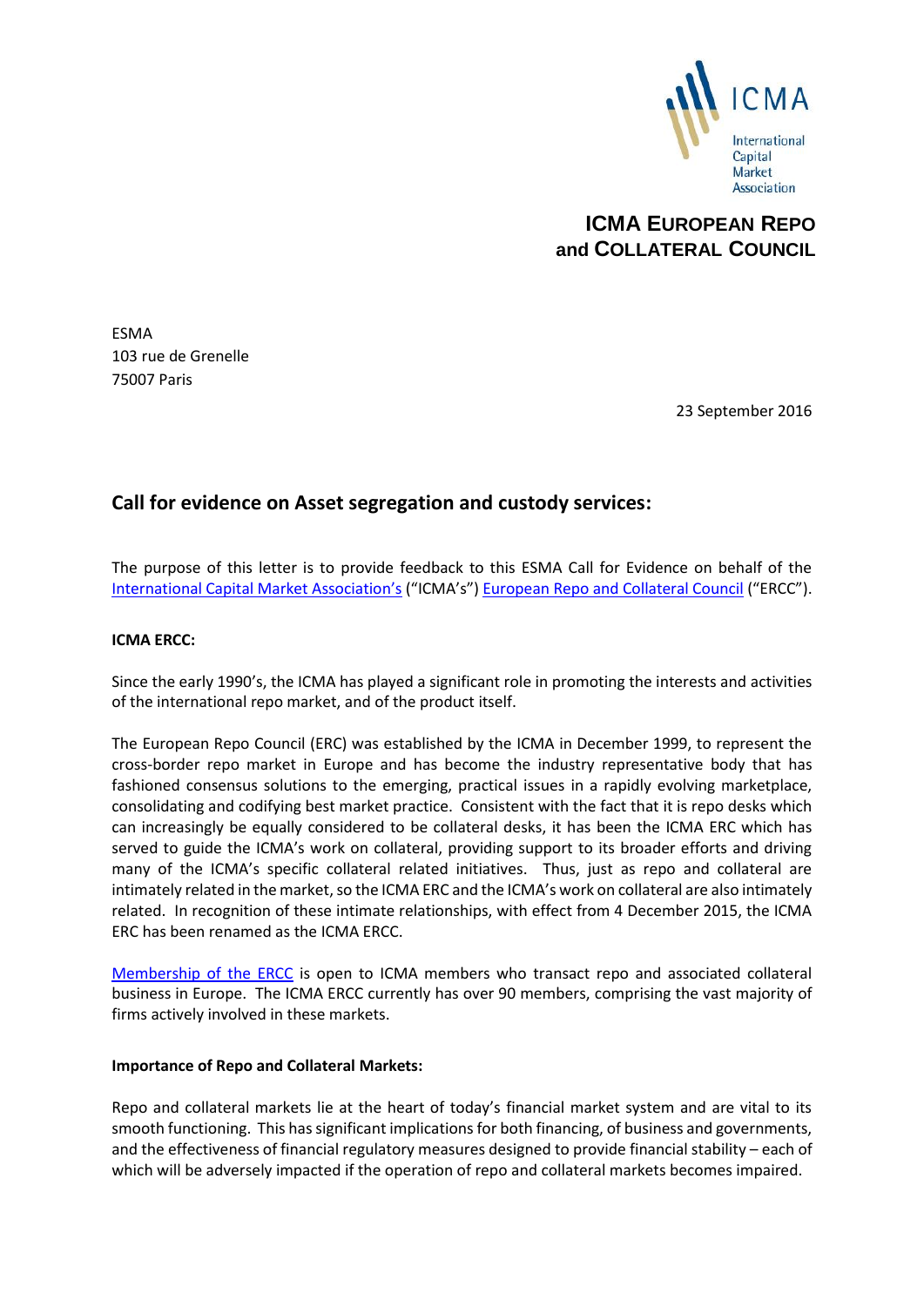ICMA

International Capital Market Association

**ICMA EUROPEAN REPO and COLLATERAL COUNCIL**

ESMA
103 rue de Grenelle
75007 Paris

23 September 2016

## Call for evidence on Asset segregation and custody services:

The purpose of this letter is to provide feedback to this ESMA Call for Evidence on behalf of the International Capital Market Association's ("ICMA's") European Repo and Collateral Council ("ERCC").

**ICMA ERCC:**

Since the early 1990's, the ICMA has played a significant role in promoting the interests and activities of the international repo market, and of the product itself.

The European Repo Council (ERC) was established by the ICMA in December 1999, to represent the cross-border repo market in Europe and has become the industry representative body that has fashioned consensus solutions to the emerging, practical issues in a rapidly evolving marketplace, consolidating and codifying best market practice. Consistent with the fact that it is repo desks which can increasingly be equally considered to be collateral desks, it has been the ICMA ERC which has served to guide the ICMA's work on collateral, providing support to its broader efforts and driving many of the ICMA's specific collateral related initiatives. Thus, just as repo and collateral are intimately related in the market, so the ICMA ERC and the ICMA's work on collateral are also intimately related. In recognition of these intimate relationships, with effect from 4 December 2015, the ICMA ERC has been renamed as the ICMA ERCC.

Membership of the ERCC is open to ICMA members who transact repo and associated collateral business in Europe. The ICMA ERCC currently has over 90 members, comprising the vast majority of firms actively involved in these markets.

**Importance of Repo and Collateral Markets:**

Repo and collateral markets lie at the heart of today's financial market system and are vital to its smooth functioning. This has significant implications for both financing, of business and governments, and the effectiveness of financial regulatory measures designed to provide financial stability – each of which will be adversely impacted if the operation of repo and collateral markets becomes impaired.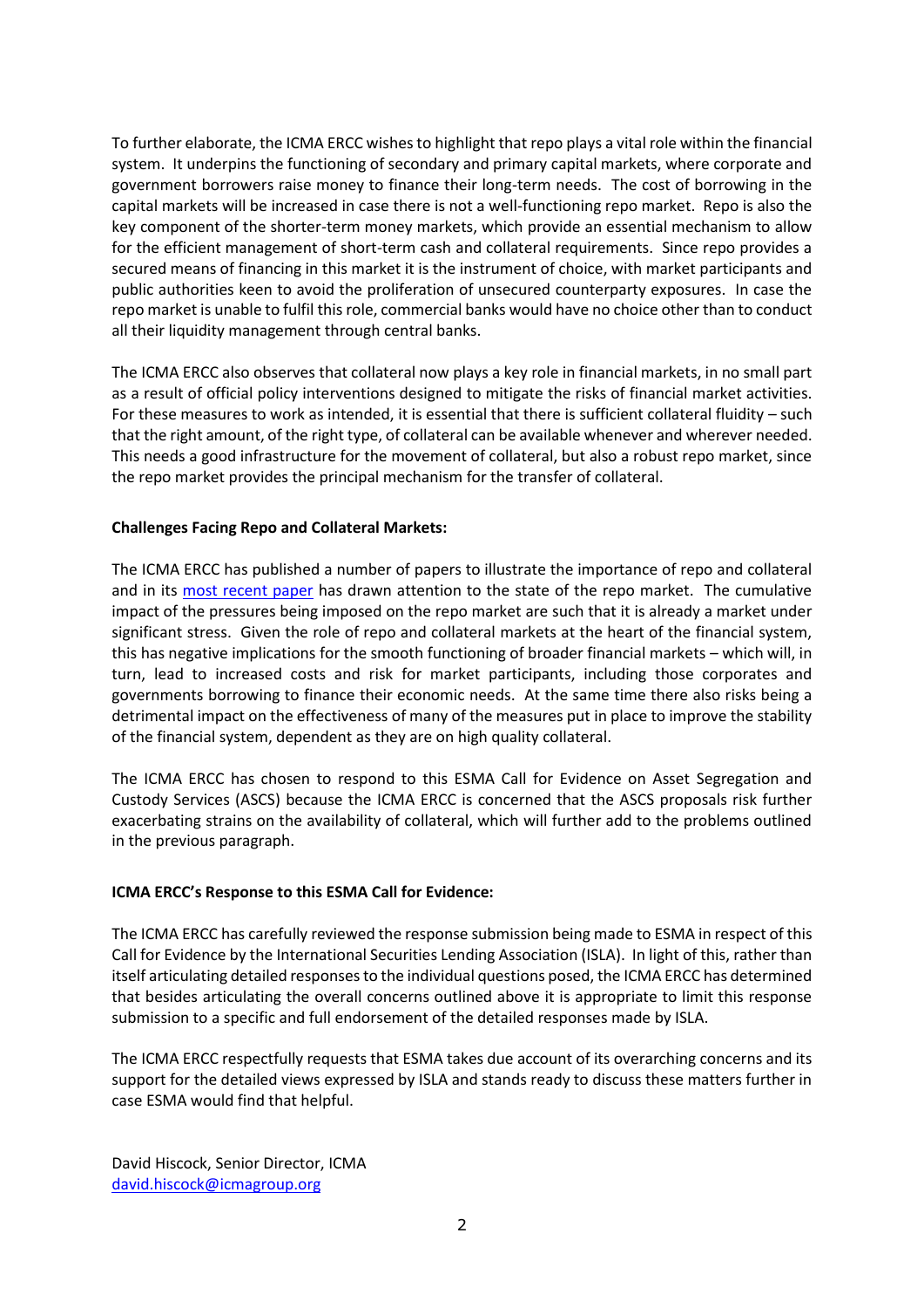To further elaborate, the ICMA ERCC wishes to highlight that repo plays a vital role within the financial system. It underpins the functioning of secondary and primary capital markets, where corporate and government borrowers raise money to finance their long-term needs. The cost of borrowing in the capital markets will be increased in case there is not a well-functioning repo market. Repo is also the key component of the shorter-term money markets, which provide an essential mechanism to allow for the efficient management of short-term cash and collateral requirements. Since repo provides a secured means of financing in this market it is the instrument of choice, with market participants and public authorities keen to avoid the proliferation of unsecured counterparty exposures. In case the repo market is unable to fulfil this role, commercial banks would have no choice other than to conduct all their liquidity management through central banks.

The ICMA ERCC also observes that collateral now plays a key role in financial markets, in no small part as a result of official policy interventions designed to mitigate the risks of financial market activities. For these measures to work as intended, it is essential that there is sufficient collateral fluidity – such that the right amount, of the right type, of collateral can be available whenever and wherever needed. This needs a good infrastructure for the movement of collateral, but also a robust repo market, since the repo market provides the principal mechanism for the transfer of collateral.

**Challenges Facing Repo and Collateral Markets:**

The ICMA ERCC has published a number of papers to illustrate the importance of repo and collateral and in its most recent paper has drawn attention to the state of the repo market. The cumulative impact of the pressures being imposed on the repo market are such that it is already a market under significant stress. Given the role of repo and collateral markets at the heart of the financial system, this has negative implications for the smooth functioning of broader financial markets – which will, in turn, lead to increased costs and risk for market participants, including those corporates and governments borrowing to finance their economic needs. At the same time there also risks being a detrimental impact on the effectiveness of many of the measures put in place to improve the stability of the financial system, dependent as they are on high quality collateral.

The ICMA ERCC has chosen to respond to this ESMA Call for Evidence on Asset Segregation and Custody Services (ASCS) because the ICMA ERCC is concerned that the ASCS proposals risk further exacerbating strains on the availability of collateral, which will further add to the problems outlined in the previous paragraph.

**ICMA ERCC's Response to this ESMA Call for Evidence:**

The ICMA ERCC has carefully reviewed the response submission being made to ESMA in respect of this Call for Evidence by the International Securities Lending Association (ISLA). In light of this, rather than itself articulating detailed responses to the individual questions posed, the ICMA ERCC has determined that besides articulating the overall concerns outlined above it is appropriate to limit this response submission to a specific and full endorsement of the detailed responses made by ISLA.

The ICMA ERCC respectfully requests that ESMA takes due account of its overarching concerns and its support for the detailed views expressed by ISLA and stands ready to discuss these matters further in case ESMA would find that helpful.

David Hiscock, Senior Director, ICMA
david.hiscock@icmagroup.org